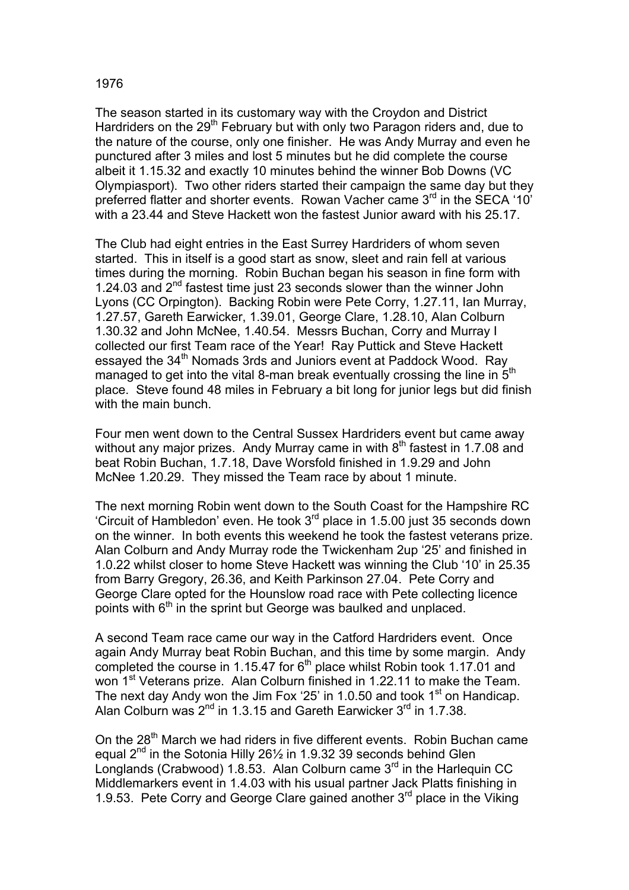1976

The season started in its customary way with the Croydon and District Hardriders on the 29th February but with only two Paragon riders and, due to the nature of the course, only one finisher. He was Andy Murray and even he punctured after 3 miles and lost 5 minutes but he did complete the course albeit it 1.15.32 and exactly 10 minutes behind the winner Bob Downs (VC Olympiasport). Two other riders started their campaign the same day but they preferred flatter and shorter events. Rowan Vacher came 3rd in the SECA '10' with a 23.44 and Steve Hackett won the fastest Junior award with his 25.17.

The Club had eight entries in the East Surrey Hardriders of whom seven started. This in itself is a good start as snow, sleet and rain fell at various times during the morning. Robin Buchan began his season in fine form with 1.24.03 and 2nd fastest time just 23 seconds slower than the winner John Lyons (CC Orpington). Backing Robin were Pete Corry, 1.27.11, Ian Murray, 1.27.57, Gareth Earwicker, 1.39.01, George Clare, 1.28.10, Alan Colburn 1.30.32 and John McNee, 1.40.54. Messrs Buchan, Corry and Murray I collected our first Team race of the Year! Ray Puttick and Steve Hackett essayed the 34th Nomads 3rds and Juniors event at Paddock Wood. Ray managed to get into the vital 8-man break eventually crossing the line in 5th place. Steve found 48 miles in February a bit long for junior legs but did finish with the main bunch.

Four men went down to the Central Sussex Hardriders event but came away without any major prizes. Andy Murray came in with 8th fastest in 1.7.08 and beat Robin Buchan, 1.7.18, Dave Worsfold finished in 1.9.29 and John McNee 1.20.29. They missed the Team race by about 1 minute.

The next morning Robin went down to the South Coast for the Hampshire RC 'Circuit of Hambledon' even. He took 3rd place in 1.5.00 just 35 seconds down on the winner. In both events this weekend he took the fastest veterans prize. Alan Colburn and Andy Murray rode the Twickenham 2up '25' and finished in 1.0.22 whilst closer to home Steve Hackett was winning the Club '10' in 25.35 from Barry Gregory, 26.36, and Keith Parkinson 27.04. Pete Corry and George Clare opted for the Hounslow road race with Pete collecting licence points with 6th in the sprint but George was baulked and unplaced.

A second Team race came our way in the Catford Hardriders event. Once again Andy Murray beat Robin Buchan, and this time by some margin. Andy completed the course in 1.15.47 for 6th place whilst Robin took 1.17.01 and won 1st Veterans prize. Alan Colburn finished in 1.22.11 to make the Team. The next day Andy won the Jim Fox '25' in 1.0.50 and took 1st on Handicap. Alan Colburn was 2nd in 1.3.15 and Gareth Earwicker 3rd in 1.7.38.

On the 28th March we had riders in five different events. Robin Buchan came equal 2nd in the Sotonia Hilly 26½ in 1.9.32 39 seconds behind Glen Longlands (Crabwood) 1.8.53. Alan Colburn came 3rd in the Harlequin CC Middlemarkers event in 1.4.03 with his usual partner Jack Platts finishing in 1.9.53. Pete Corry and George Clare gained another 3rd place in the Viking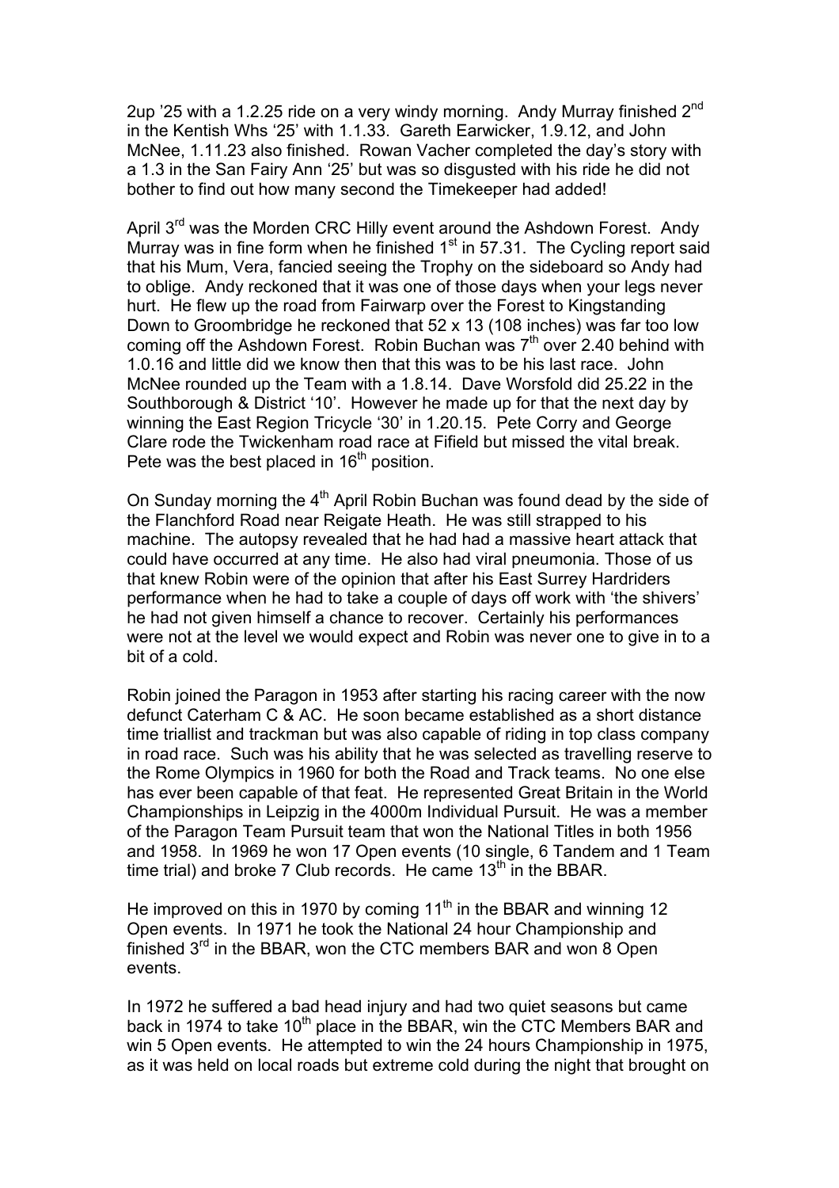2up '25 with a 1.2.25 ride on a very windy morning. Andy Murray finished 2nd in the Kentish Whs '25' with 1.1.33. Gareth Earwicker, 1.9.12, and John McNee, 1.11.23 also finished. Rowan Vacher completed the day's story with a 1.3 in the San Fairy Ann '25' but was so disgusted with his ride he did not bother to find out how many second the Timekeeper had added!

April 3rd was the Morden CRC Hilly event around the Ashdown Forest. Andy Murray was in fine form when he finished 1st in 57.31. The Cycling report said that his Mum, Vera, fancied seeing the Trophy on the sideboard so Andy had to oblige. Andy reckoned that it was one of those days when your legs never hurt. He flew up the road from Fairwarp over the Forest to Kingstanding Down to Groombridge he reckoned that 52 x 13 (108 inches) was far too low coming off the Ashdown Forest. Robin Buchan was 7th over 2.40 behind with 1.0.16 and little did we know then that this was to be his last race. John McNee rounded up the Team with a 1.8.14. Dave Worsfold did 25.22 in the Southborough & District '10'. However he made up for that the next day by winning the East Region Tricycle '30' in 1.20.15. Pete Corry and George Clare rode the Twickenham road race at Fifield but missed the vital break. Pete was the best placed in 16th position.

On Sunday morning the 4th April Robin Buchan was found dead by the side of the Flanchford Road near Reigate Heath. He was still strapped to his machine. The autopsy revealed that he had had a massive heart attack that could have occurred at any time. He also had viral pneumonia. Those of us that knew Robin were of the opinion that after his East Surrey Hardriders performance when he had to take a couple of days off work with 'the shivers' he had not given himself a chance to recover. Certainly his performances were not at the level we would expect and Robin was never one to give in to a bit of a cold.

Robin joined the Paragon in 1953 after starting his racing career with the now defunct Caterham C & AC. He soon became established as a short distance time triallist and trackman but was also capable of riding in top class company in road race. Such was his ability that he was selected as travelling reserve to the Rome Olympics in 1960 for both the Road and Track teams. No one else has ever been capable of that feat. He represented Great Britain in the World Championships in Leipzig in the 4000m Individual Pursuit. He was a member of the Paragon Team Pursuit team that won the National Titles in both 1956 and 1958. In 1969 he won 17 Open events (10 single, 6 Tandem and 1 Team time trial) and broke 7 Club records. He came 13th in the BBAR.

He improved on this in 1970 by coming 11th in the BBAR and winning 12 Open events. In 1971 he took the National 24 hour Championship and finished 3rd in the BBAR, won the CTC members BAR and won 8 Open events.

In 1972 he suffered a bad head injury and had two quiet seasons but came back in 1974 to take 10th place in the BBAR, win the CTC Members BAR and win 5 Open events. He attempted to win the 24 hours Championship in 1975, as it was held on local roads but extreme cold during the night that brought on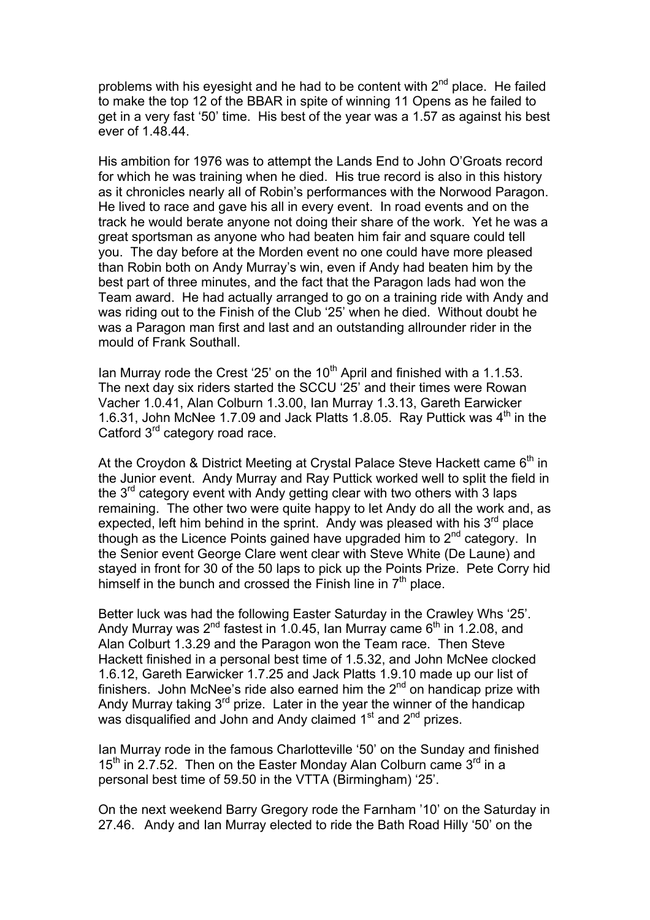problems with his eyesight and he had to be content with 2nd place. He failed to make the top 12 of the BBAR in spite of winning 11 Opens as he failed to get in a very fast '50' time. His best of the year was a 1.57 as against his best ever of 1.48.44.

His ambition for 1976 was to attempt the Lands End to John O'Groats record for which he was training when he died. His true record is also in this history as it chronicles nearly all of Robin's performances with the Norwood Paragon. He lived to race and gave his all in every event. In road events and on the track he would berate anyone not doing their share of the work. Yet he was a great sportsman as anyone who had beaten him fair and square could tell you. The day before at the Morden event no one could have more pleased than Robin both on Andy Murray's win, even if Andy had beaten him by the best part of three minutes, and the fact that the Paragon lads had won the Team award. He had actually arranged to go on a training ride with Andy and was riding out to the Finish of the Club '25' when he died. Without doubt he was a Paragon man first and last and an outstanding allrounder rider in the mould of Frank Southall.

Ian Murray rode the Crest '25' on the 10th April and finished with a 1.1.53. The next day six riders started the SCCU '25' and their times were Rowan Vacher 1.0.41, Alan Colburn 1.3.00, Ian Murray 1.3.13, Gareth Earwicker 1.6.31, John McNee 1.7.09 and Jack Platts 1.8.05. Ray Puttick was 4th in the Catford 3rd category road race.

At the Croydon & District Meeting at Crystal Palace Steve Hackett came 6th in the Junior event. Andy Murray and Ray Puttick worked well to split the field in the 3rd category event with Andy getting clear with two others with 3 laps remaining. The other two were quite happy to let Andy do all the work and, as expected, left him behind in the sprint. Andy was pleased with his 3rd place though as the Licence Points gained have upgraded him to 2nd category. In the Senior event George Clare went clear with Steve White (De Laune) and stayed in front for 30 of the 50 laps to pick up the Points Prize. Pete Corry hid himself in the bunch and crossed the Finish line in 7th place.

Better luck was had the following Easter Saturday in the Crawley Whs '25'. Andy Murray was 2nd fastest in 1.0.45, Ian Murray came 6th in 1.2.08, and Alan Colburt 1.3.29 and the Paragon won the Team race. Then Steve Hackett finished in a personal best time of 1.5.32, and John McNee clocked 1.6.12, Gareth Earwicker 1.7.25 and Jack Platts 1.9.10 made up our list of finishers. John McNee's ride also earned him the 2nd on handicap prize with Andy Murray taking 3rd prize. Later in the year the winner of the handicap was disqualified and John and Andy claimed 1st and 2nd prizes.

Ian Murray rode in the famous Charlotteville '50' on the Sunday and finished 15th in 2.7.52. Then on the Easter Monday Alan Colburn came 3rd in a personal best time of 59.50 in the VTTA (Birmingham) '25'.

On the next weekend Barry Gregory rode the Farnham '10' on the Saturday in 27.46. Andy and Ian Murray elected to ride the Bath Road Hilly '50' on the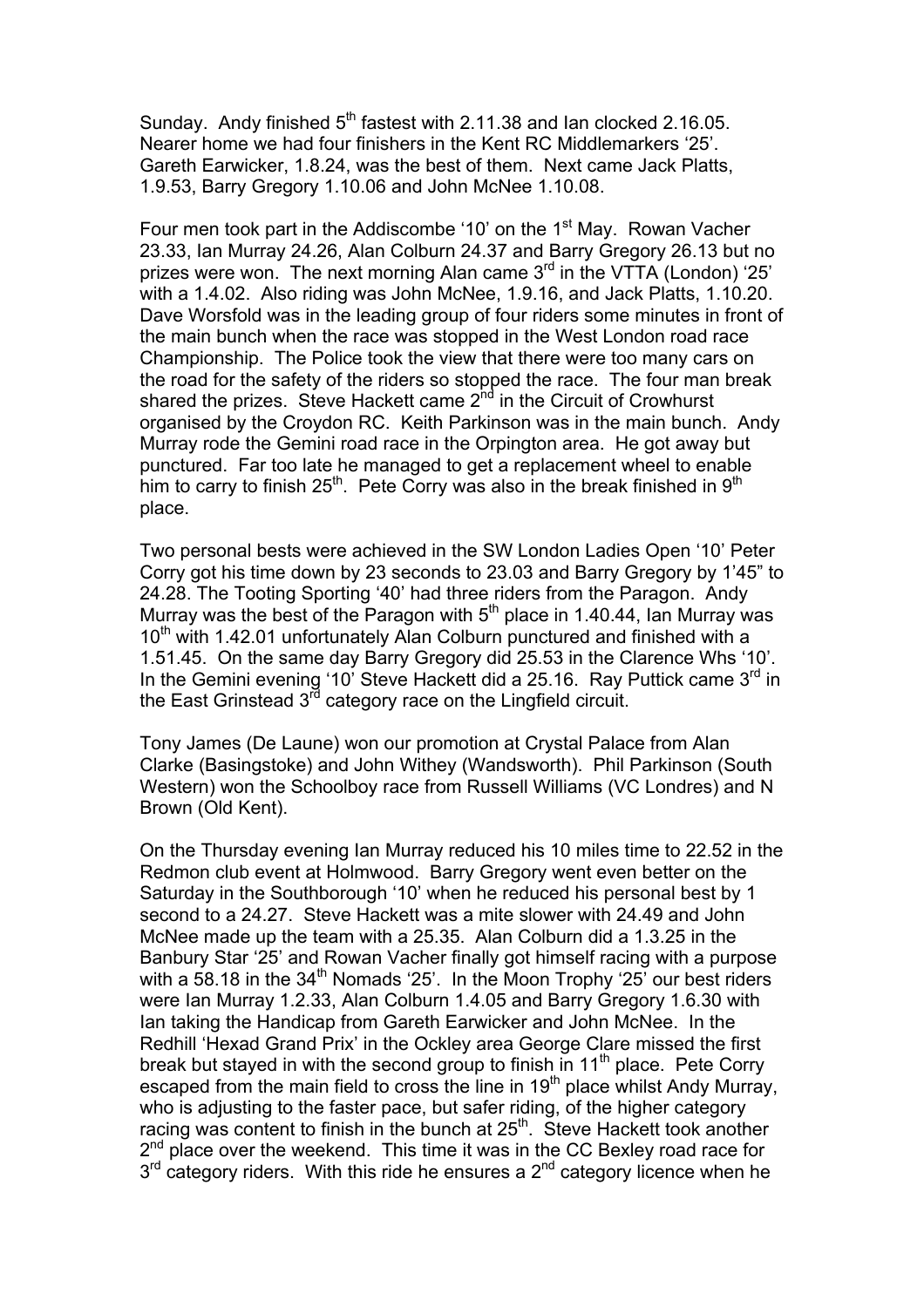Sunday. Andy finished 5th fastest with 2.11.38 and Ian clocked 2.16.05. Nearer home we had four finishers in the Kent RC Middlemarkers '25'. Gareth Earwicker, 1.8.24, was the best of them. Next came Jack Platts, 1.9.53, Barry Gregory 1.10.06 and John McNee 1.10.08.

Four men took part in the Addiscombe '10' on the 1st May. Rowan Vacher 23.33, Ian Murray 24.26, Alan Colburn 24.37 and Barry Gregory 26.13 but no prizes were won. The next morning Alan came 3rd in the VTTA (London) '25' with a 1.4.02. Also riding was John McNee, 1.9.16, and Jack Platts, 1.10.20. Dave Worsfold was in the leading group of four riders some minutes in front of the main bunch when the race was stopped in the West London road race Championship. The Police took the view that there were too many cars on the road for the safety of the riders so stopped the race. The four man break shared the prizes. Steve Hackett came 2nd in the Circuit of Crowhurst organised by the Croydon RC. Keith Parkinson was in the main bunch. Andy Murray rode the Gemini road race in the Orpington area. He got away but punctured. Far too late he managed to get a replacement wheel to enable him to carry to finish 25th. Pete Corry was also in the break finished in 9th place.

Two personal bests were achieved in the SW London Ladies Open '10' Peter Corry got his time down by 23 seconds to 23.03 and Barry Gregory by 1'45" to 24.28. The Tooting Sporting '40' had three riders from the Paragon. Andy Murray was the best of the Paragon with 5th place in 1.40.44, Ian Murray was 10th with 1.42.01 unfortunately Alan Colburn punctured and finished with a 1.51.45. On the same day Barry Gregory did 25.53 in the Clarence Whs '10'. In the Gemini evening '10' Steve Hackett did a 25.16. Ray Puttick came 3rd in the East Grinstead 3rd category race on the Lingfield circuit.

Tony James (De Laune) won our promotion at Crystal Palace from Alan Clarke (Basingstoke) and John Withey (Wandsworth). Phil Parkinson (South Western) won the Schoolboy race from Russell Williams (VC Londres) and N Brown (Old Kent).

On the Thursday evening Ian Murray reduced his 10 miles time to 22.52 in the Redmon club event at Holmwood. Barry Gregory went even better on the Saturday in the Southborough '10' when he reduced his personal best by 1 second to a 24.27. Steve Hackett was a mite slower with 24.49 and John McNee made up the team with a 25.35. Alan Colburn did a 1.3.25 in the Banbury Star '25' and Rowan Vacher finally got himself racing with a purpose with a 58.18 in the 34th Nomads '25'. In the Moon Trophy '25' our best riders were Ian Murray 1.2.33, Alan Colburn 1.4.05 and Barry Gregory 1.6.30 with Ian taking the Handicap from Gareth Earwicker and John McNee. In the Redhill 'Hexad Grand Prix' in the Ockley area George Clare missed the first break but stayed in with the second group to finish in 11th place. Pete Corry escaped from the main field to cross the line in 19th place whilst Andy Murray, who is adjusting to the faster pace, but safer riding, of the higher category racing was content to finish in the bunch at 25th. Steve Hackett took another 2nd place over the weekend. This time it was in the CC Bexley road race for 3rd category riders. With this ride he ensures a 2nd category licence when he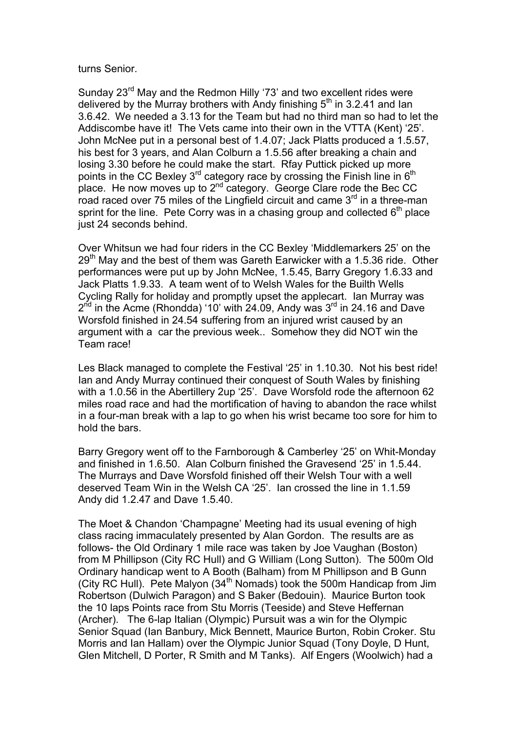turns Senior.

Sunday 23rd May and the Redmon Hilly '73' and two excellent rides were delivered by the Murray brothers with Andy finishing 5th in 3.2.41 and Ian 3.6.42. We needed a 3.13 for the Team but had no third man so had to let the Addiscombe have it! The Vets came into their own in the VTTA (Kent) '25'. John McNee put in a personal best of 1.4.07; Jack Platts produced a 1.5.57, his best for 3 years, and Alan Colburn a 1.5.56 after breaking a chain and losing 3.30 before he could make the start. Rfay Puttick picked up more points in the CC Bexley 3rd category race by crossing the Finish line in 6th place. He now moves up to 2nd category. George Clare rode the Bec CC road raced over 75 miles of the Lingfield circuit and came 3rd in a three-man sprint for the line. Pete Corry was in a chasing group and collected 6th place just 24 seconds behind.

Over Whitsun we had four riders in the CC Bexley 'Middlemarkers 25' on the 29th May and the best of them was Gareth Earwicker with a 1.5.36 ride. Other performances were put up by John McNee, 1.5.45, Barry Gregory 1.6.33 and Jack Platts 1.9.33. A team went of to Welsh Wales for the Builth Wells Cycling Rally for holiday and promptly upset the applecart. Ian Murray was 2nd in the Acme (Rhondda) '10' with 24.09, Andy was 3rd in 24.16 and Dave Worsfold finished in 24.54 suffering from an injured wrist caused by an argument with a car the previous week.. Somehow they did NOT win the Team race!

Les Black managed to complete the Festival '25' in 1.10.30. Not his best ride! Ian and Andy Murray continued their conquest of South Wales by finishing with a 1.0.56 in the Abertillery 2up '25'. Dave Worsfold rode the afternoon 62 miles road race and had the mortification of having to abandon the race whilst in a four-man break with a lap to go when his wrist became too sore for him to hold the bars.

Barry Gregory went off to the Farnborough & Camberley '25' on Whit-Monday and finished in 1.6.50. Alan Colburn finished the Gravesend '25' in 1.5.44. The Murrays and Dave Worsfold finished off their Welsh Tour with a well deserved Team Win in the Welsh CA '25'. Ian crossed the line in 1.1.59 Andy did 1.2.47 and Dave 1.5.40.

The Moet & Chandon 'Champagne' Meeting had its usual evening of high class racing immaculately presented by Alan Gordon. The results are as follows- the Old Ordinary 1 mile race was taken by Joe Vaughan (Boston) from M Phillipson (City RC Hull) and G William (Long Sutton). The 500m Old Ordinary handicap went to A Booth (Balham) from M Phillipson and B Gunn (City RC Hull). Pete Malyon (34th Nomads) took the 500m Handicap from Jim Robertson (Dulwich Paragon) and S Baker (Bedouin). Maurice Burton took the 10 laps Points race from Stu Morris (Teeside) and Steve Heffernan (Archer). The 6-lap Italian (Olympic) Pursuit was a win for the Olympic Senior Squad (Ian Banbury, Mick Bennett, Maurice Burton, Robin Croker. Stu Morris and Ian Hallam) over the Olympic Junior Squad (Tony Doyle, D Hunt, Glen Mitchell, D Porter, R Smith and M Tanks). Alf Engers (Woolwich) had a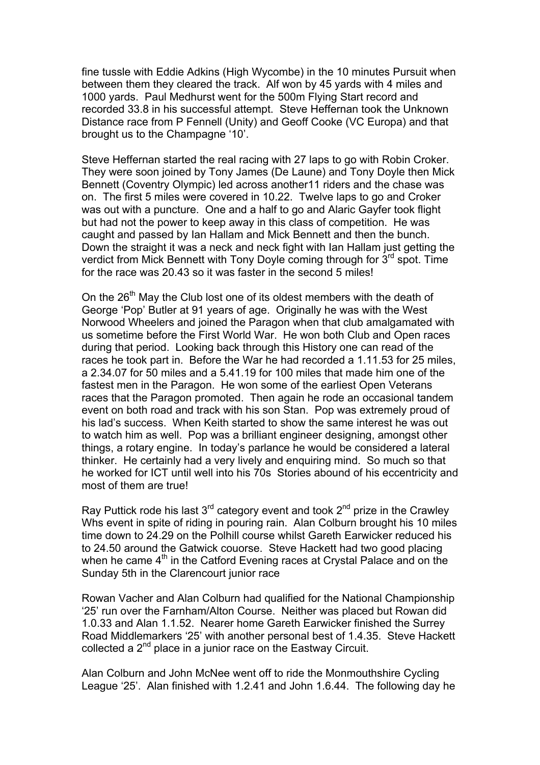fine tussle with Eddie Adkins (High Wycombe) in the 10 minutes Pursuit when between them they cleared the track. Alf won by 45 yards with 4 miles and 1000 yards. Paul Medhurst went for the 500m Flying Start record and recorded 33.8 in his successful attempt. Steve Heffernan took the Unknown Distance race from P Fennell (Unity) and Geoff Cooke (VC Europa) and that brought us to the Champagne '10'.

Steve Heffernan started the real racing with 27 laps to go with Robin Croker. They were soon joined by Tony James (De Laune) and Tony Doyle then Mick Bennett (Coventry Olympic) led across another11 riders and the chase was on. The first 5 miles were covered in 10.22. Twelve laps to go and Croker was out with a puncture. One and a half to go and Alaric Gayfer took flight but had not the power to keep away in this class of competition. He was caught and passed by Ian Hallam and Mick Bennett and then the bunch. Down the straight it was a neck and neck fight with Ian Hallam just getting the verdict from Mick Bennett with Tony Doyle coming through for 3rd spot. Time for the race was 20.43 so it was faster in the second 5 miles!

On the 26th May the Club lost one of its oldest members with the death of George 'Pop' Butler at 91 years of age. Originally he was with the West Norwood Wheelers and joined the Paragon when that club amalgamated with us sometime before the First World War. He won both Club and Open races during that period. Looking back through this History one can read of the races he took part in. Before the War he had recorded a 1.11.53 for 25 miles, a 2.34.07 for 50 miles and a 5.41.19 for 100 miles that made him one of the fastest men in the Paragon. He won some of the earliest Open Veterans races that the Paragon promoted. Then again he rode an occasional tandem event on both road and track with his son Stan. Pop was extremely proud of his lad's success. When Keith started to show the same interest he was out to watch him as well. Pop was a brilliant engineer designing, amongst other things, a rotary engine. In today's parlance he would be considered a lateral thinker. He certainly had a very lively and enquiring mind. So much so that he worked for ICT until well into his 70s Stories abound of his eccentricity and most of them are true!

Ray Puttick rode his last 3rd category event and took 2nd prize in the Crawley Whs event in spite of riding in pouring rain. Alan Colburn brought his 10 miles time down to 24.29 on the Polhill course whilst Gareth Earwicker reduced his to 24.50 around the Gatwick couorse. Steve Hackett had two good placing when he came 4th in the Catford Evening races at Crystal Palace and on the Sunday 5th in the Clarencourt junior race

Rowan Vacher and Alan Colburn had qualified for the National Championship '25' run over the Farnham/Alton Course. Neither was placed but Rowan did 1.0.33 and Alan 1.1.52. Nearer home Gareth Earwicker finished the Surrey Road Middlemarkers '25' with another personal best of 1.4.35. Steve Hackett collected a 2nd place in a junior race on the Eastway Circuit.

Alan Colburn and John McNee went off to ride the Monmouthshire Cycling League '25'. Alan finished with 1.2.41 and John 1.6.44. The following day he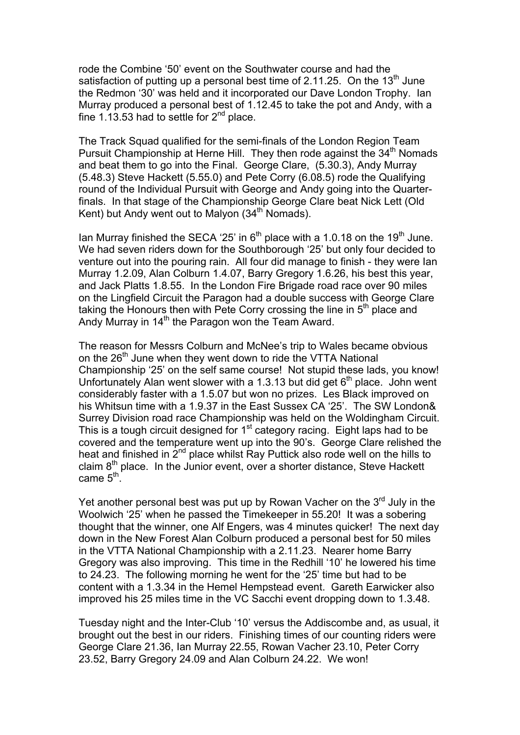rode the Combine '50' event on the Southwater course and had the satisfaction of putting up a personal best time of 2.11.25. On the 13th June the Redmon '30' was held and it incorporated our Dave London Trophy. Ian Murray produced a personal best of 1.12.45 to take the pot and Andy, with a fine 1.13.53 had to settle for 2nd place.

The Track Squad qualified for the semi-finals of the London Region Team Pursuit Championship at Herne Hill. They then rode against the 34th Nomads and beat them to go into the Final. George Clare, (5.30.3), Andy Murray (5.48.3) Steve Hackett (5.55.0) and Pete Corry (6.08.5) rode the Qualifying round of the Individual Pursuit with George and Andy going into the Quarter-finals. In that stage of the Championship George Clare beat Nick Lett (Old Kent) but Andy went out to Malyon (34th Nomads).

Ian Murray finished the SECA '25' in 6th place with a 1.0.18 on the 19th June. We had seven riders down for the Southborough '25' but only four decided to venture out into the pouring rain. All four did manage to finish - they were Ian Murray 1.2.09, Alan Colburn 1.4.07, Barry Gregory 1.6.26, his best this year, and Jack Platts 1.8.55. In the London Fire Brigade road race over 90 miles on the Lingfield Circuit the Paragon had a double success with George Clare taking the Honours then with Pete Corry crossing the line in 5th place and Andy Murray in 14th the Paragon won the Team Award.

The reason for Messrs Colburn and McNee's trip to Wales became obvious on the 26th June when they went down to ride the VTTA National Championship '25' on the self same course! Not stupid these lads, you know! Unfortunately Alan went slower with a 1.3.13 but did get 6th place. John went considerably faster with a 1.5.07 but won no prizes. Les Black improved on his Whitsun time with a 1.9.37 in the East Sussex CA '25'. The SW London& Surrey Division road race Championship was held on the Woldingham Circuit. This is a tough circuit designed for 1st category racing. Eight laps had to be covered and the temperature went up into the 90's. George Clare relished the heat and finished in 2nd place whilst Ray Puttick also rode well on the hills to claim 8th place. In the Junior event, over a shorter distance, Steve Hackett came 5th.

Yet another personal best was put up by Rowan Vacher on the 3rd July in the Woolwich '25' when he passed the Timekeeper in 55.20! It was a sobering thought that the winner, one Alf Engers, was 4 minutes quicker! The next day down in the New Forest Alan Colburn produced a personal best for 50 miles in the VTTA National Championship with a 2.11.23. Nearer home Barry Gregory was also improving. This time in the Redhill '10' he lowered his time to 24.23. The following morning he went for the '25' time but had to be content with a 1.3.34 in the Hemel Hempstead event. Gareth Earwicker also improved his 25 miles time in the VC Sacchi event dropping down to 1.3.48.

Tuesday night and the Inter-Club '10' versus the Addiscombe and, as usual, it brought out the best in our riders. Finishing times of our counting riders were George Clare 21.36, Ian Murray 22.55, Rowan Vacher 23.10, Peter Corry 23.52, Barry Gregory 24.09 and Alan Colburn 24.22. We won!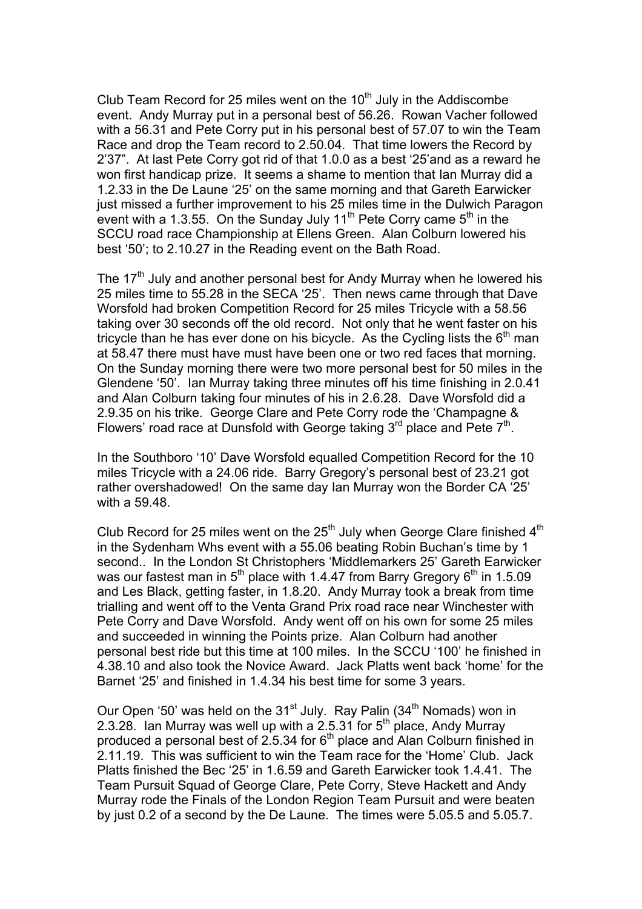Club Team Record for 25 miles went on the 10th July in the Addiscombe event. Andy Murray put in a personal best of 56.26. Rowan Vacher followed with a 56.31 and Pete Corry put in his personal best of 57.07 to win the Team Race and drop the Team record to 2.50.04. That time lowers the Record by 2'37". At last Pete Corry got rid of that 1.0.0 as a best '25'and as a reward he won first handicap prize. It seems a shame to mention that Ian Murray did a 1.2.33 in the De Laune '25' on the same morning and that Gareth Earwicker just missed a further improvement to his 25 miles time in the Dulwich Paragon event with a 1.3.55. On the Sunday July 11th Pete Corry came 5th in the SCCU road race Championship at Ellens Green. Alan Colburn lowered his best '50'; to 2.10.27 in the Reading event on the Bath Road.

The 17th July and another personal best for Andy Murray when he lowered his 25 miles time to 55.28 in the SECA '25'. Then news came through that Dave Worsfold had broken Competition Record for 25 miles Tricycle with a 58.56 taking over 30 seconds off the old record. Not only that he went faster on his tricycle than he has ever done on his bicycle. As the Cycling lists the 6th man at 58.47 there must have must have been one or two red faces that morning. On the Sunday morning there were two more personal best for 50 miles in the Glendene '50'. Ian Murray taking three minutes off his time finishing in 2.0.41 and Alan Colburn taking four minutes of his in 2.6.28. Dave Worsfold did a 2.9.35 on his trike. George Clare and Pete Corry rode the 'Champagne & Flowers' road race at Dunsfold with George taking 3rd place and Pete 7th.

In the Southboro '10' Dave Worsfold equalled Competition Record for the 10 miles Tricycle with a 24.06 ride. Barry Gregory's personal best of 23.21 got rather overshadowed! On the same day Ian Murray won the Border CA '25' with a 59.48.

Club Record for 25 miles went on the 25th July when George Clare finished 4th in the Sydenham Whs event with a 55.06 beating Robin Buchan's time by 1 second.. In the London St Christophers 'Middlemarkers 25' Gareth Earwicker was our fastest man in 5th place with 1.4.47 from Barry Gregory 6th in 1.5.09 and Les Black, getting faster, in 1.8.20. Andy Murray took a break from time trialling and went off to the Venta Grand Prix road race near Winchester with Pete Corry and Dave Worsfold. Andy went off on his own for some 25 miles and succeeded in winning the Points prize. Alan Colburn had another personal best ride but this time at 100 miles. In the SCCU '100' he finished in 4.38.10 and also took the Novice Award. Jack Platts went back 'home' for the Barnet '25' and finished in 1.4.34 his best time for some 3 years.

Our Open '50' was held on the 31st July. Ray Palin (34th Nomads) won in 2.3.28. Ian Murray was well up with a 2.5.31 for 5th place, Andy Murray produced a personal best of 2.5.34 for 6th place and Alan Colburn finished in 2.11.19. This was sufficient to win the Team race for the 'Home' Club. Jack Platts finished the Bec '25' in 1.6.59 and Gareth Earwicker took 1.4.41. The Team Pursuit Squad of George Clare, Pete Corry, Steve Hackett and Andy Murray rode the Finals of the London Region Team Pursuit and were beaten by just 0.2 of a second by the De Laune. The times were 5.05.5 and 5.05.7.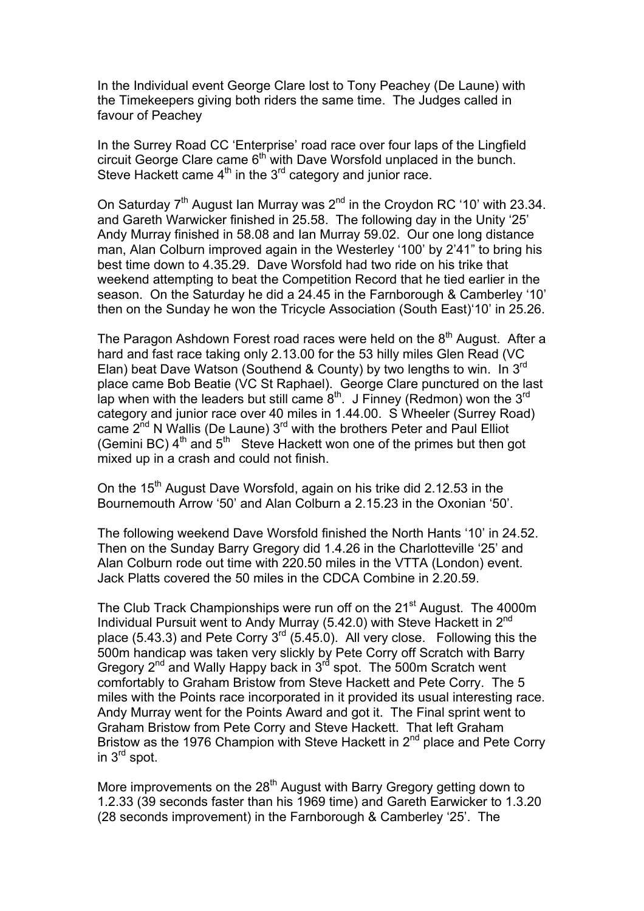In the Individual event George Clare lost to Tony Peachey (De Laune) with the Timekeepers giving both riders the same time. The Judges called in favour of Peachey

In the Surrey Road CC 'Enterprise' road race over four laps of the Lingfield circuit George Clare came 6th with Dave Worsfold unplaced in the bunch. Steve Hackett came 4th in the 3rd category and junior race.

On Saturday 7th August Ian Murray was 2nd in the Croydon RC '10' with 23.34. and Gareth Warwicker finished in 25.58. The following day in the Unity '25' Andy Murray finished in 58.08 and Ian Murray 59.02. Our one long distance man, Alan Colburn improved again in the Westerley '100' by 2'41" to bring his best time down to 4.35.29. Dave Worsfold had two ride on his trike that weekend attempting to beat the Competition Record that he tied earlier in the season. On the Saturday he did a 24.45 in the Farnborough & Camberley '10' then on the Sunday he won the Tricycle Association (South East)'10' in 25.26.

The Paragon Ashdown Forest road races were held on the 8th August. After a hard and fast race taking only 2.13.00 for the 53 hilly miles Glen Read (VC Elan) beat Dave Watson (Southend & County) by two lengths to win. In 3rd place came Bob Beatie (VC St Raphael). George Clare punctured on the last lap when with the leaders but still came 8th. J Finney (Redmon) won the 3rd category and junior race over 40 miles in 1.44.00. S Wheeler (Surrey Road) came 2nd N Wallis (De Laune) 3rd with the brothers Peter and Paul Elliot (Gemini BC) 4th and 5th Steve Hackett won one of the primes but then got mixed up in a crash and could not finish.

On the 15th August Dave Worsfold, again on his trike did 2.12.53 in the Bournemouth Arrow '50' and Alan Colburn a 2.15.23 in the Oxonian '50'.

The following weekend Dave Worsfold finished the North Hants '10' in 24.52. Then on the Sunday Barry Gregory did 1.4.26 in the Charlotteville '25' and Alan Colburn rode out time with 220.50 miles in the VTTA (London) event. Jack Platts covered the 50 miles in the CDCA Combine in 2.20.59.

The Club Track Championships were run off on the 21st August. The 4000m Individual Pursuit went to Andy Murray (5.42.0) with Steve Hackett in 2nd place (5.43.3) and Pete Corry 3rd (5.45.0). All very close. Following this the 500m handicap was taken very slickly by Pete Corry off Scratch with Barry Gregory 2nd and Wally Happy back in 3rd spot. The 500m Scratch went comfortably to Graham Bristow from Steve Hackett and Pete Corry. The 5 miles with the Points race incorporated in it provided its usual interesting race. Andy Murray went for the Points Award and got it. The Final sprint went to Graham Bristow from Pete Corry and Steve Hackett. That left Graham Bristow as the 1976 Champion with Steve Hackett in 2nd place and Pete Corry in 3rd spot.

More improvements on the 28th August with Barry Gregory getting down to 1.2.33 (39 seconds faster than his 1969 time) and Gareth Earwicker to 1.3.20 (28 seconds improvement) in the Farnborough & Camberley '25'. The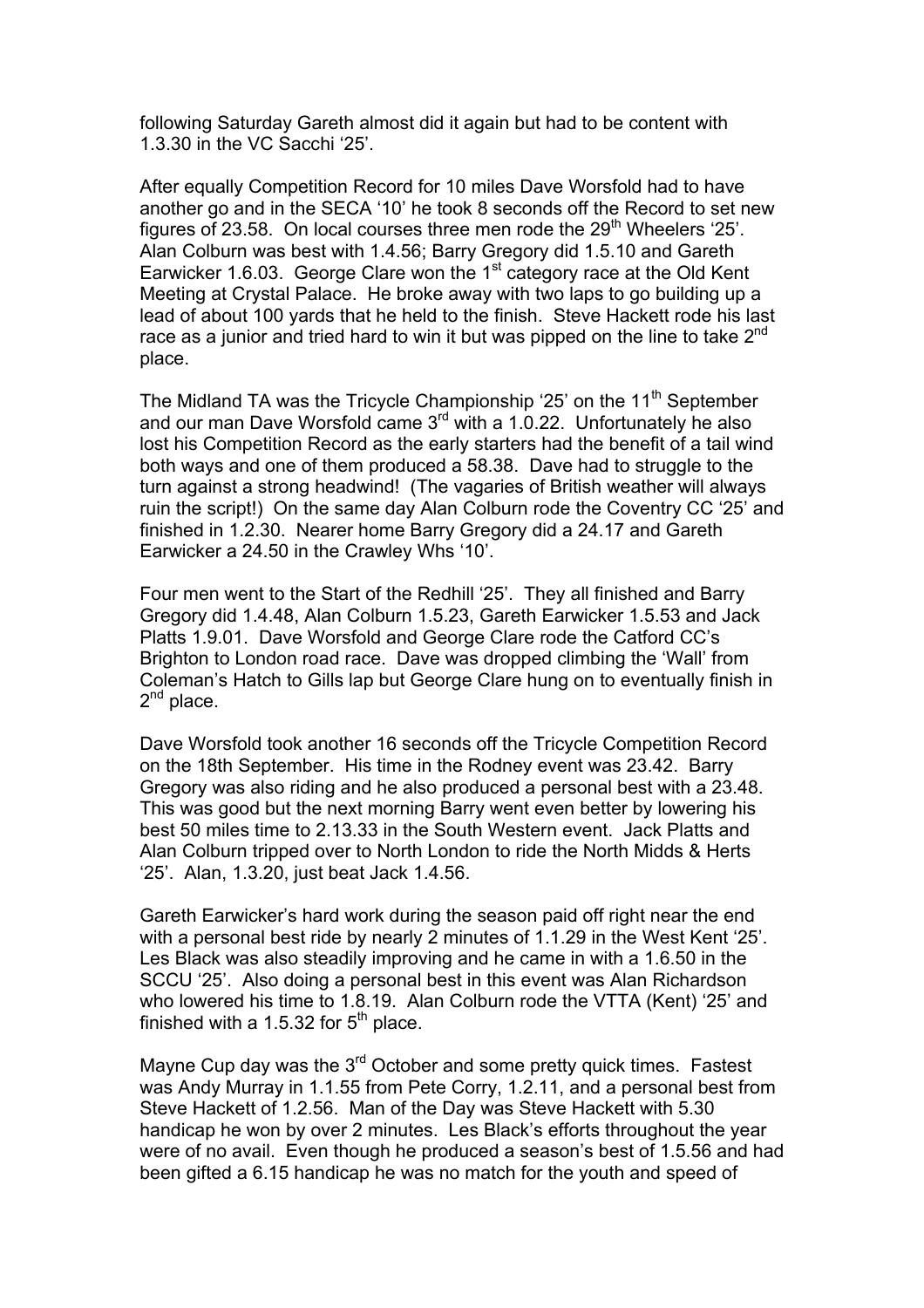following Saturday Gareth almost did it again but had to be content with 1.3.30 in the VC Sacchi '25'.

After equally Competition Record for 10 miles Dave Worsfold had to have another go and in the SECA '10' he took 8 seconds off the Record to set new figures of 23.58. On local courses three men rode the 29th Wheelers '25'. Alan Colburn was best with 1.4.56; Barry Gregory did 1.5.10 and Gareth Earwicker 1.6.03. George Clare won the 1st category race at the Old Kent Meeting at Crystal Palace. He broke away with two laps to go building up a lead of about 100 yards that he held to the finish. Steve Hackett rode his last race as a junior and tried hard to win it but was pipped on the line to take 2nd place.

The Midland TA was the Tricycle Championship '25' on the 11th September and our man Dave Worsfold came 3rd with a 1.0.22. Unfortunately he also lost his Competition Record as the early starters had the benefit of a tail wind both ways and one of them produced a 58.38. Dave had to struggle to the turn against a strong headwind! (The vagaries of British weather will always ruin the script!) On the same day Alan Colburn rode the Coventry CC '25' and finished in 1.2.30. Nearer home Barry Gregory did a 24.17 and Gareth Earwicker a 24.50 in the Crawley Whs '10'.

Four men went to the Start of the Redhill '25'. They all finished and Barry Gregory did 1.4.48, Alan Colburn 1.5.23, Gareth Earwicker 1.5.53 and Jack Platts 1.9.01. Dave Worsfold and George Clare rode the Catford CC's Brighton to London road race. Dave was dropped climbing the 'Wall' from Coleman's Hatch to Gills lap but George Clare hung on to eventually finish in 2nd place.

Dave Worsfold took another 16 seconds off the Tricycle Competition Record on the 18th September. His time in the Rodney event was 23.42. Barry Gregory was also riding and he also produced a personal best with a 23.48. This was good but the next morning Barry went even better by lowering his best 50 miles time to 2.13.33 in the South Western event. Jack Platts and Alan Colburn tripped over to North London to ride the North Midds & Herts '25'. Alan, 1.3.20, just beat Jack 1.4.56.

Gareth Earwicker's hard work during the season paid off right near the end with a personal best ride by nearly 2 minutes of 1.1.29 in the West Kent '25'. Les Black was also steadily improving and he came in with a 1.6.50 in the SCCU '25'. Also doing a personal best in this event was Alan Richardson who lowered his time to 1.8.19. Alan Colburn rode the VTTA (Kent) '25' and finished with a 1.5.32 for 5th place.

Mayne Cup day was the 3rd October and some pretty quick times. Fastest was Andy Murray in 1.1.55 from Pete Corry, 1.2.11, and a personal best from Steve Hackett of 1.2.56. Man of the Day was Steve Hackett with 5.30 handicap he won by over 2 minutes. Les Black's efforts throughout the year were of no avail. Even though he produced a season's best of 1.5.56 and had been gifted a 6.15 handicap he was no match for the youth and speed of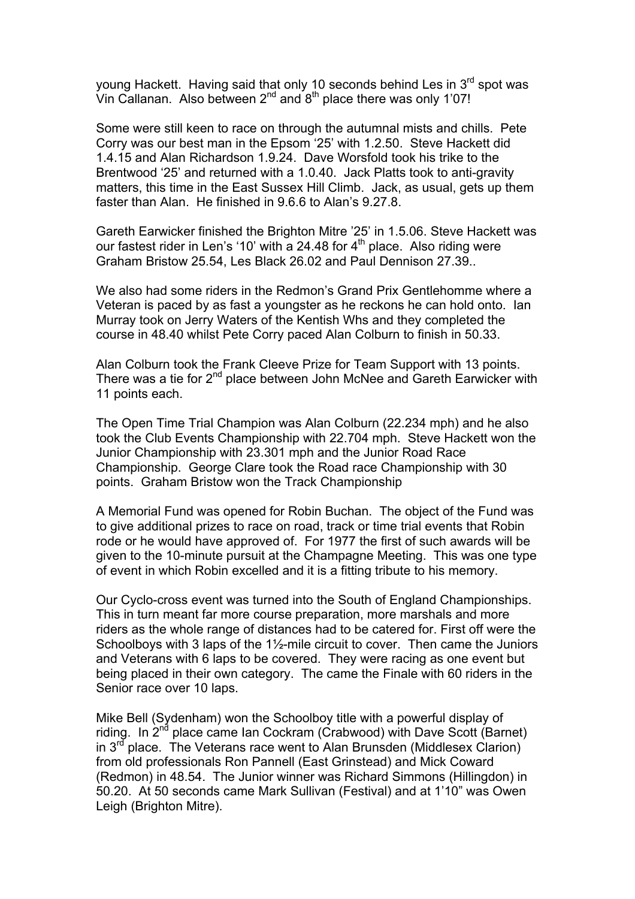young Hackett. Having said that only 10 seconds behind Les in 3rd spot was Vin Callanan. Also between 2nd and 8th place there was only 1'07!

Some were still keen to race on through the autumnal mists and chills. Pete Corry was our best man in the Epsom '25' with 1.2.50. Steve Hackett did 1.4.15 and Alan Richardson 1.9.24. Dave Worsfold took his trike to the Brentwood '25' and returned with a 1.0.40. Jack Platts took to anti-gravity matters, this time in the East Sussex Hill Climb. Jack, as usual, gets up them faster than Alan. He finished in 9.6.6 to Alan's 9.27.8.

Gareth Earwicker finished the Brighton Mitre '25' in 1.5.06. Steve Hackett was our fastest rider in Len's '10' with a 24.48 for 4th place. Also riding were Graham Bristow 25.54, Les Black 26.02 and Paul Dennison 27.39..

We also had some riders in the Redmon's Grand Prix Gentlehomme where a Veteran is paced by as fast a youngster as he reckons he can hold onto. Ian Murray took on Jerry Waters of the Kentish Whs and they completed the course in 48.40 whilst Pete Corry paced Alan Colburn to finish in 50.33.

Alan Colburn took the Frank Cleeve Prize for Team Support with 13 points. There was a tie for 2nd place between John McNee and Gareth Earwicker with 11 points each.

The Open Time Trial Champion was Alan Colburn (22.234 mph) and he also took the Club Events Championship with 22.704 mph. Steve Hackett won the Junior Championship with 23.301 mph and the Junior Road Race Championship. George Clare took the Road race Championship with 30 points. Graham Bristow won the Track Championship

A Memorial Fund was opened for Robin Buchan. The object of the Fund was to give additional prizes to race on road, track or time trial events that Robin rode or he would have approved of. For 1977 the first of such awards will be given to the 10-minute pursuit at the Champagne Meeting. This was one type of event in which Robin excelled and it is a fitting tribute to his memory.

Our Cyclo-cross event was turned into the South of England Championships. This in turn meant far more course preparation, more marshals and more riders as the whole range of distances had to be catered for. First off were the Schoolboys with 3 laps of the 1½-mile circuit to cover. Then came the Juniors and Veterans with 6 laps to be covered. They were racing as one event but being placed in their own category. The came the Finale with 60 riders in the Senior race over 10 laps.

Mike Bell (Sydenham) won the Schoolboy title with a powerful display of riding. In 2nd place came Ian Cockram (Crabwood) with Dave Scott (Barnet) in 3rd place. The Veterans race went to Alan Brunsden (Middlesex Clarion) from old professionals Ron Pannell (East Grinstead) and Mick Coward (Redmon) in 48.54. The Junior winner was Richard Simmons (Hillingdon) in 50.20. At 50 seconds came Mark Sullivan (Festival) and at 1'10" was Owen Leigh (Brighton Mitre).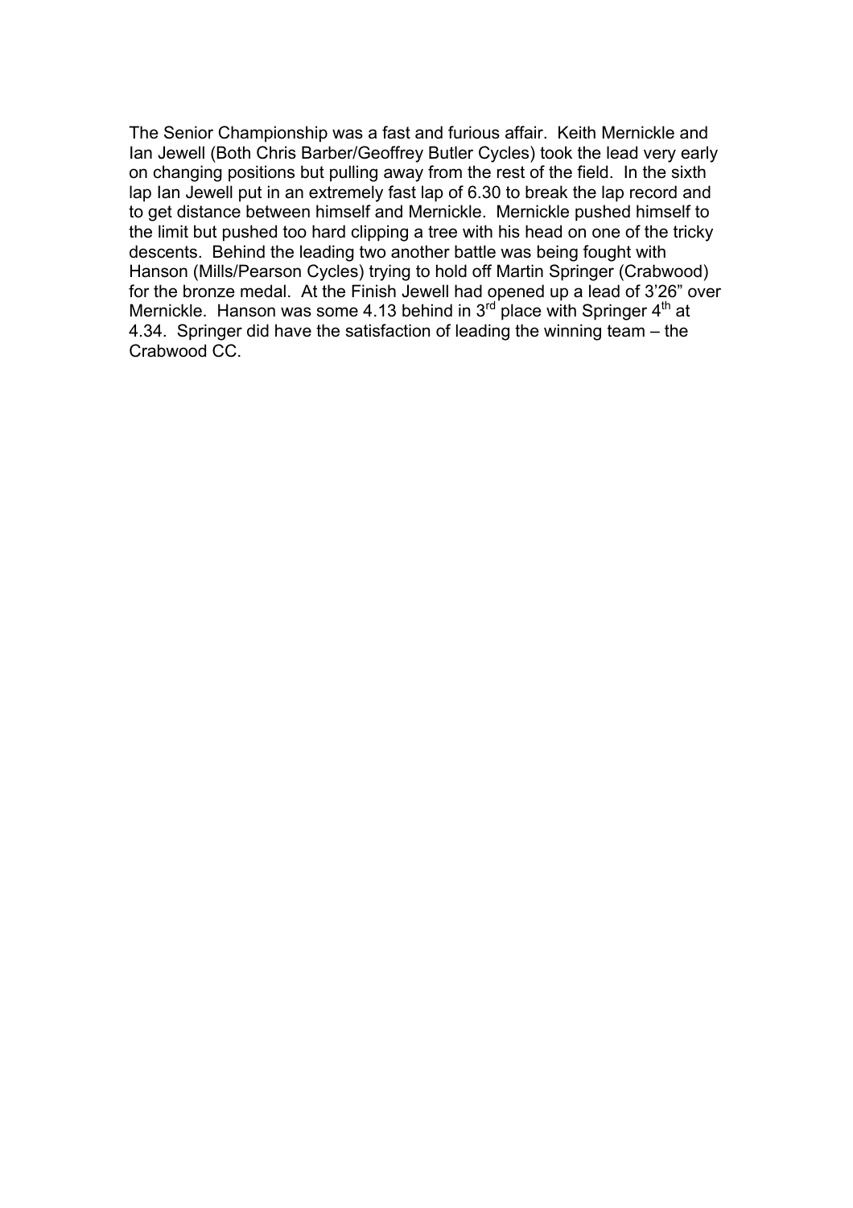The Senior Championship was a fast and furious affair. Keith Mernickle and Ian Jewell (Both Chris Barber/Geoffrey Butler Cycles) took the lead very early on changing positions but pulling away from the rest of the field. In the sixth lap Ian Jewell put in an extremely fast lap of 6.30 to break the lap record and to get distance between himself and Mernickle. Mernickle pushed himself to the limit but pushed too hard clipping a tree with his head on one of the tricky descents. Behind the leading two another battle was being fought with Hanson (Mills/Pearson Cycles) trying to hold off Martin Springer (Crabwood) for the bronze medal. At the Finish Jewell had opened up a lead of 3'26" over Mernickle. Hanson was some 4.13 behind in 3rd place with Springer 4th at 4.34. Springer did have the satisfaction of leading the winning team – the Crabwood CC.